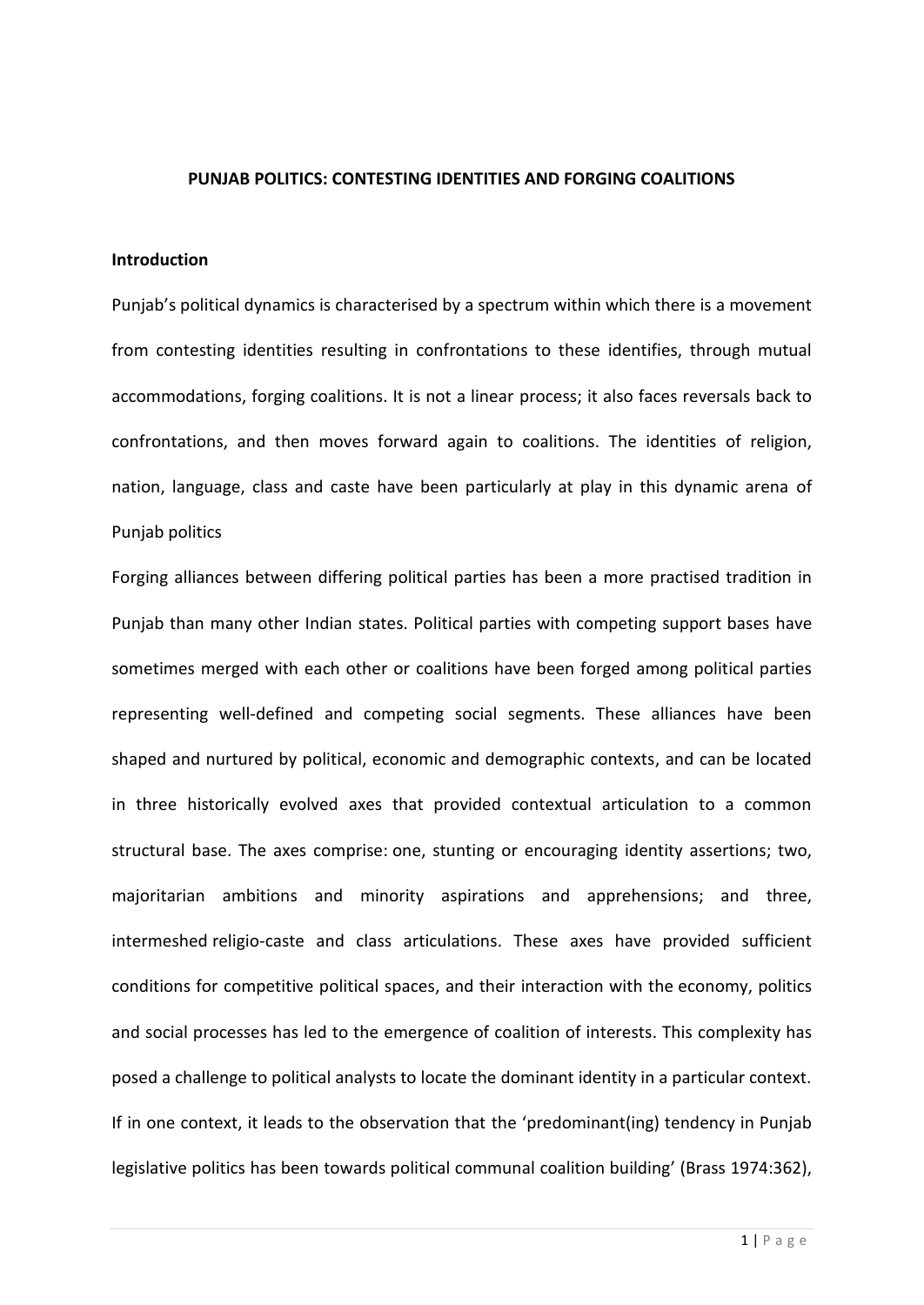**PUNJAB POLITICS: CONTESTING IDENTITIES AND FORGING COALITIONS**

**Introduction**

Punjab's political dynamics is characterised by a spectrum within which there is a movement from contesting identities resulting in confrontations to these identifies, through mutual accommodations, forging coalitions. It is not a linear process; it also faces reversals back to confrontations, and then moves forward again to coalitions. The identities of religion, nation, language, class and caste have been particularly at play in this dynamic arena of Punjab politics

Forging alliances between differing political parties has been a more practised tradition in Punjab than many other Indian states. Political parties with competing support bases have sometimes merged with each other or coalitions have been forged among political parties representing well-defined and competing social segments. These alliances have been shaped and nurtured by political, economic and demographic contexts, and can be located in three historically evolved axes that provided contextual articulation to a common structural base. The axes comprise: one, stunting or encouraging identity assertions; two, majoritarian ambitions and minority aspirations and apprehensions; and three, intermeshed religio-caste and class articulations. These axes have provided sufficient conditions for competitive political spaces, and their interaction with the economy, politics and social processes has led to the emergence of coalition of interests. This complexity has posed a challenge to political analysts to locate the dominant identity in a particular context. If in one context, it leads to the observation that the 'predominant(ing) tendency in Punjab legislative politics has been towards political communal coalition building' (Brass 1974:362),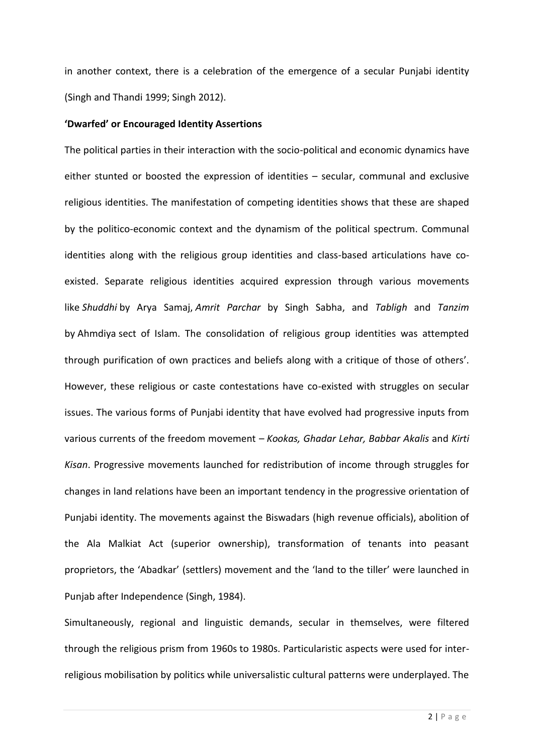in another context, there is a celebration of the emergence of a secular Punjabi identity (Singh and Thandi 1999; Singh 2012).

**'Dwarfed' or Encouraged Identity Assertions**

The political parties in their interaction with the socio-political and economic dynamics have either stunted or boosted the expression of identities – secular, communal and exclusive religious identities. The manifestation of competing identities shows that these are shaped by the politico-economic context and the dynamism of the political spectrum. Communal identities along with the religious group identities and class-based articulations have co-existed. Separate religious identities acquired expression through various movements like *Shuddhi* by Arya Samaj, *Amrit Parchar* by Singh Sabha, and *Tabligh* and *Tanzim* by Ahmdiya sect of Islam. The consolidation of religious group identities was attempted through purification of own practices and beliefs along with a critique of those of others'. However, these religious or caste contestations have co-existed with struggles on secular issues. The various forms of Punjabi identity that have evolved had progressive inputs from various currents of the freedom movement – *Kookas, Ghadar Lehar, Babbar Akalis* and *Kirti Kisan*. Progressive movements launched for redistribution of income through struggles for changes in land relations have been an important tendency in the progressive orientation of Punjabi identity. The movements against the Biswadars (high revenue officials), abolition of the Ala Malkiat Act (superior ownership), transformation of tenants into peasant proprietors, the 'Abadkar' (settlers) movement and the 'land to the tiller' were launched in Punjab after Independence (Singh, 1984).

Simultaneously, regional and linguistic demands, secular in themselves, were filtered through the religious prism from 1960s to 1980s. Particularistic aspects were used for inter-religious mobilisation by politics while universalistic cultural patterns were underplayed. The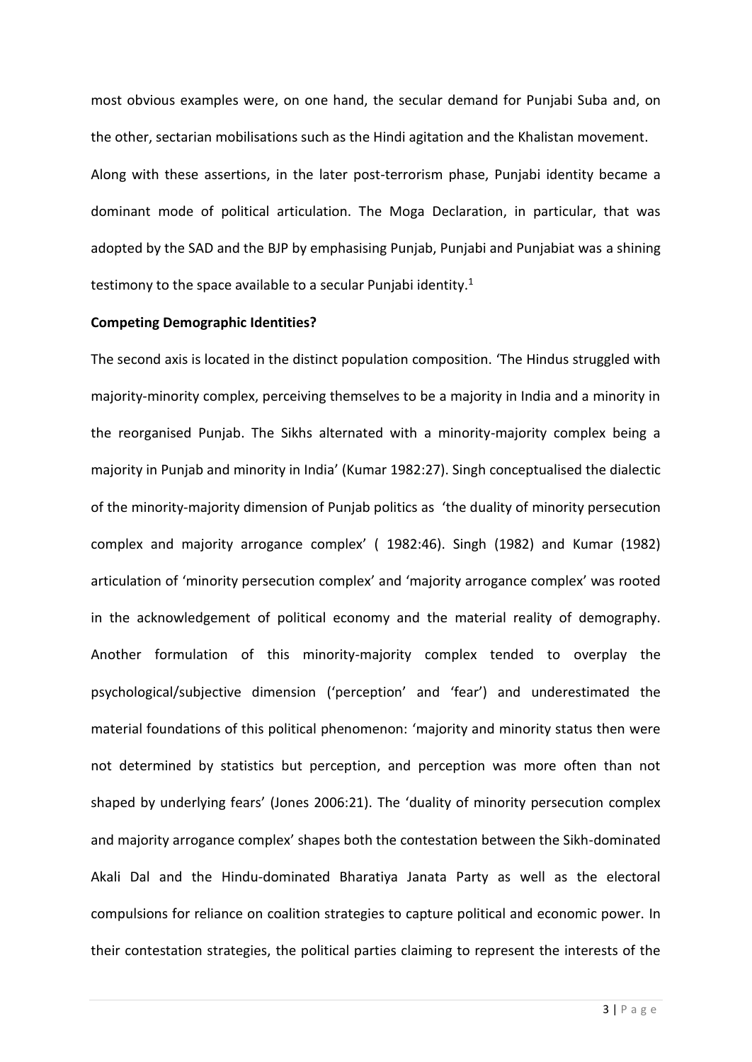most obvious examples were, on one hand, the secular demand for Punjabi Suba and, on the other, sectarian mobilisations such as the Hindi agitation and the Khalistan movement. Along with these assertions, in the later post-terrorism phase, Punjabi identity became a dominant mode of political articulation. The Moga Declaration, in particular, that was adopted by the SAD and the BJP by emphasising Punjab, Punjabi and Punjabiat was a shining testimony to the space available to a secular Punjabi identity.[1]

**Competing Demographic Identities?**

The second axis is located in the distinct population composition. 'The Hindus struggled with majority-minority complex, perceiving themselves to be a majority in India and a minority in the reorganised Punjab. The Sikhs alternated with a minority-majority complex being a majority in Punjab and minority in India' (Kumar 1982:27). Singh conceptualised the dialectic of the minority-majority dimension of Punjab politics as 'the duality of minority persecution complex and majority arrogance complex' ( 1982:46). Singh (1982) and Kumar (1982) articulation of 'minority persecution complex' and 'majority arrogance complex' was rooted in the acknowledgement of political economy and the material reality of demography. Another formulation of this minority-majority complex tended to overplay the psychological/subjective dimension ('perception' and 'fear') and underestimated the material foundations of this political phenomenon: 'majority and minority status then were not determined by statistics but perception, and perception was more often than not shaped by underlying fears' (Jones 2006:21). The 'duality of minority persecution complex and majority arrogance complex' shapes both the contestation between the Sikh-dominated Akali Dal and the Hindu-dominated Bharatiya Janata Party as well as the electoral compulsions for reliance on coalition strategies to capture political and economic power. In their contestation strategies, the political parties claiming to represent the interests of the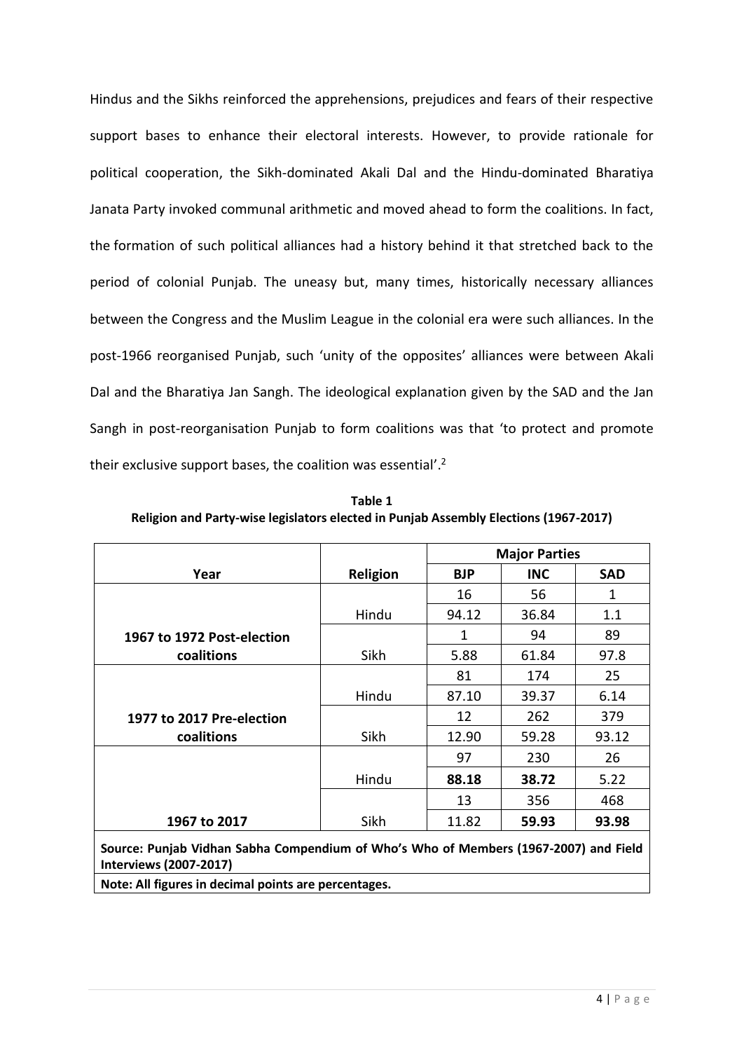Hindus and the Sikhs reinforced the apprehensions, prejudices and fears of their respective support bases to enhance their electoral interests. However, to provide rationale for political cooperation, the Sikh-dominated Akali Dal and the Hindu-dominated Bharatiya Janata Party invoked communal arithmetic and moved ahead to form the coalitions. In fact, the formation of such political alliances had a history behind it that stretched back to the period of colonial Punjab. The uneasy but, many times, historically necessary alliances between the Congress and the Muslim League in the colonial era were such alliances. In the post-1966 reorganised Punjab, such 'unity of the opposites' alliances were between Akali Dal and the Bharatiya Jan Sangh. The ideological explanation given by the SAD and the Jan Sangh in post-reorganisation Punjab to form coalitions was that 'to protect and promote their exclusive support bases, the coalition was essential'.[2]

**Table 1**
**Religion and Party-wise legislators elected in Punjab Assembly Elections (1967-2017)**

| | | Major Parties | | |
|---|---|---|---|---|
| **Year** | **Religion** | **BJP** | **INC** | **SAD** |
| **1967 to 1972 Post-election coalitions** | Hindu | 16 | 56 | 1 |
| | | 94.12 | 36.84 | 1.1 |
| | Sikh | 1 | 94 | 89 |
| | | 5.88 | 61.84 | 97.8 |
| **1977 to 2017 Pre-election coalitions** | Hindu | 81 | 174 | 25 |
| | | 87.10 | 39.37 | 6.14 |
| | Sikh | 12 | 262 | 379 |
| | | 12.90 | 59.28 | 93.12 |
| **1967 to 2017** | Hindu | 97 | 230 | 26 |
| | | **88.18** | **38.72** | 5.22 |
| | Sikh | 13 | 356 | 468 |
| | | 11.82 | **59.93** | **93.98** |

**Source: Punjab Vidhan Sabha Compendium of Who's Who of Members (1967-2007) and Field Interviews (2007-2017)**

**Note: All figures in decimal points are percentages.**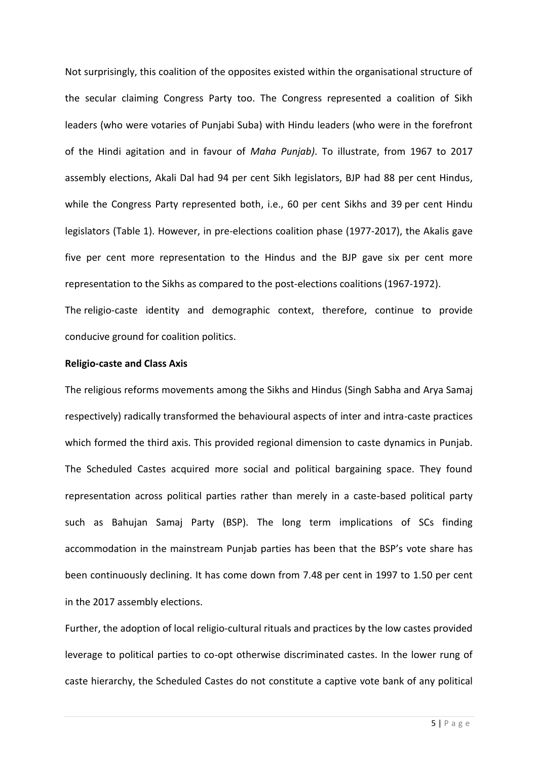Not surprisingly, this coalition of the opposites existed within the organisational structure of the secular claiming Congress Party too. The Congress represented a coalition of Sikh leaders (who were votaries of Punjabi Suba) with Hindu leaders (who were in the forefront of the Hindi agitation and in favour of *Maha Punjab)*. To illustrate, from 1967 to 2017 assembly elections, Akali Dal had 94 per cent Sikh legislators, BJP had 88 per cent Hindus, while the Congress Party represented both, i.e., 60 per cent Sikhs and 39 per cent Hindu legislators (Table 1). However, in pre-elections coalition phase (1977-2017), the Akalis gave five per cent more representation to the Hindus and the BJP gave six per cent more representation to the Sikhs as compared to the post-elections coalitions (1967-1972).

The religio-caste identity and demographic context, therefore, continue to provide conducive ground for coalition politics.

**Religio-caste and Class Axis**

The religious reforms movements among the Sikhs and Hindus (Singh Sabha and Arya Samaj respectively) radically transformed the behavioural aspects of inter and intra-caste practices which formed the third axis. This provided regional dimension to caste dynamics in Punjab. The Scheduled Castes acquired more social and political bargaining space. They found representation across political parties rather than merely in a caste-based political party such as Bahujan Samaj Party (BSP). The long term implications of SCs finding accommodation in the mainstream Punjab parties has been that the BSP's vote share has been continuously declining. It has come down from 7.48 per cent in 1997 to 1.50 per cent in the 2017 assembly elections.

Further, the adoption of local religio-cultural rituals and practices by the low castes provided leverage to political parties to co-opt otherwise discriminated castes. In the lower rung of caste hierarchy, the Scheduled Castes do not constitute a captive vote bank of any political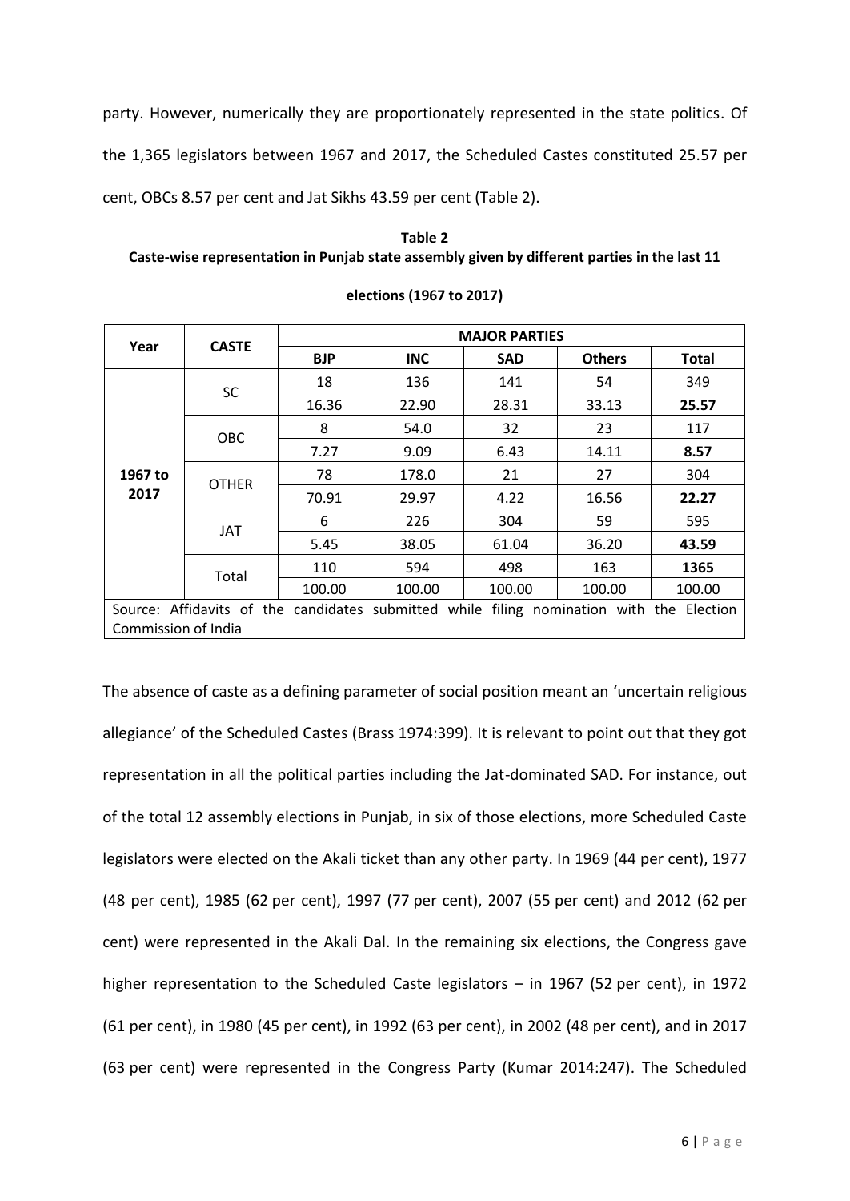party. However, numerically they are proportionately represented in the state politics. Of the 1,365 legislators between 1967 and 2017, the Scheduled Castes constituted 25.57 per cent, OBCs 8.57 per cent and Jat Sikhs 43.59 per cent (Table 2).

**Table 2**
**Caste-wise representation in Punjab state assembly given by different parties in the last 11 elections (1967 to 2017)**

| Year | CASTE | MAJOR PARTIES | | | | |
|---|---|---|---|---|---|---|
| | | BJP | INC | SAD | Others | Total |
| 1967 to 2017 | SC | 18 | 136 | 141 | 54 | 349 |
| | | 16.36 | 22.90 | 28.31 | 33.13 | **25.57** |
| | OBC | 8 | 54.0 | 32 | 23 | 117 |
| | | 7.27 | 9.09 | 6.43 | 14.11 | **8.57** |
| | OTHER | 78 | 178.0 | 21 | 27 | 304 |
| | | 70.91 | 29.97 | 4.22 | 16.56 | **22.27** |
| | JAT | 6 | 226 | 304 | 59 | 595 |
| | | 5.45 | 38.05 | 61.04 | 36.20 | **43.59** |
| | Total | 110 | 594 | 498 | 163 | **1365** |
| | | 100.00 | 100.00 | 100.00 | 100.00 | 100.00 |
| Source: Affidavits of the candidates submitted while filing nomination with the Election Commission of India | | | | | | |

The absence of caste as a defining parameter of social position meant an 'uncertain religious allegiance' of the Scheduled Castes (Brass 1974:399). It is relevant to point out that they got representation in all the political parties including the Jat-dominated SAD. For instance, out of the total 12 assembly elections in Punjab, in six of those elections, more Scheduled Caste legislators were elected on the Akali ticket than any other party. In 1969 (44 per cent), 1977 (48 per cent), 1985 (62 per cent), 1997 (77 per cent), 2007 (55 per cent) and 2012 (62 per cent) were represented in the Akali Dal. In the remaining six elections, the Congress gave higher representation to the Scheduled Caste legislators – in 1967 (52 per cent), in 1972 (61 per cent), in 1980 (45 per cent), in 1992 (63 per cent), in 2002 (48 per cent), and in 2017 (63 per cent) were represented in the Congress Party (Kumar 2014:247). The Scheduled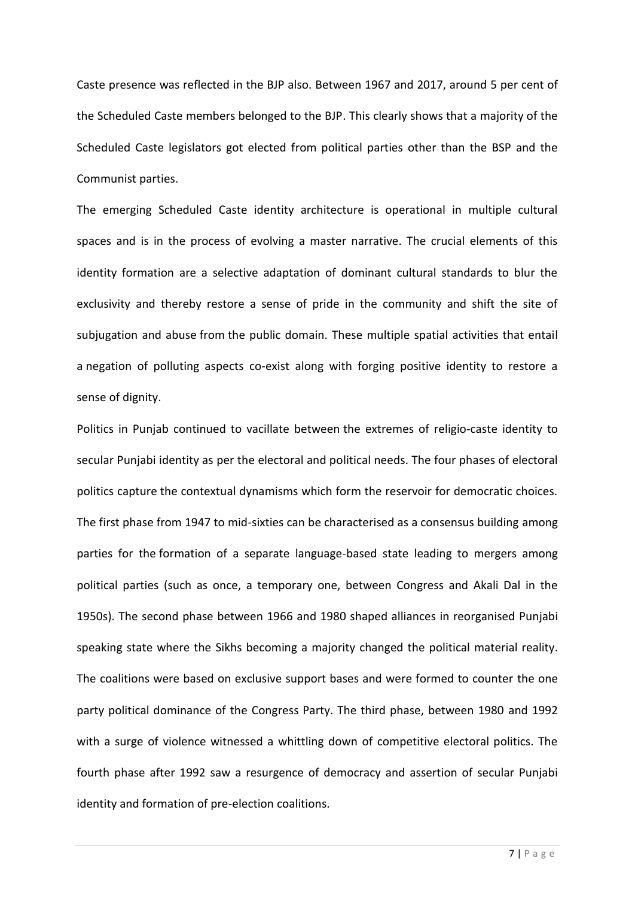Caste presence was reflected in the BJP also. Between 1967 and 2017, around 5 per cent of the Scheduled Caste members belonged to the BJP. This clearly shows that a majority of the Scheduled Caste legislators got elected from political parties other than the BSP and the Communist parties.

The emerging Scheduled Caste identity architecture is operational in multiple cultural spaces and is in the process of evolving a master narrative. The crucial elements of this identity formation are a selective adaptation of dominant cultural standards to blur the exclusivity and thereby restore a sense of pride in the community and shift the site of subjugation and abuse from the public domain. These multiple spatial activities that entail a negation of polluting aspects co-exist along with forging positive identity to restore a sense of dignity.

Politics in Punjab continued to vacillate between the extremes of religio-caste identity to secular Punjabi identity as per the electoral and political needs. The four phases of electoral politics capture the contextual dynamisms which form the reservoir for democratic choices. The first phase from 1947 to mid-sixties can be characterised as a consensus building among parties for the formation of a separate language-based state leading to mergers among political parties (such as once, a temporary one, between Congress and Akali Dal in the 1950s). The second phase between 1966 and 1980 shaped alliances in reorganised Punjabi speaking state where the Sikhs becoming a majority changed the political material reality. The coalitions were based on exclusive support bases and were formed to counter the one party political dominance of the Congress Party. The third phase, between 1980 and 1992 with a surge of violence witnessed a whittling down of competitive electoral politics. The fourth phase after 1992 saw a resurgence of democracy and assertion of secular Punjabi identity and formation of pre-election coalitions.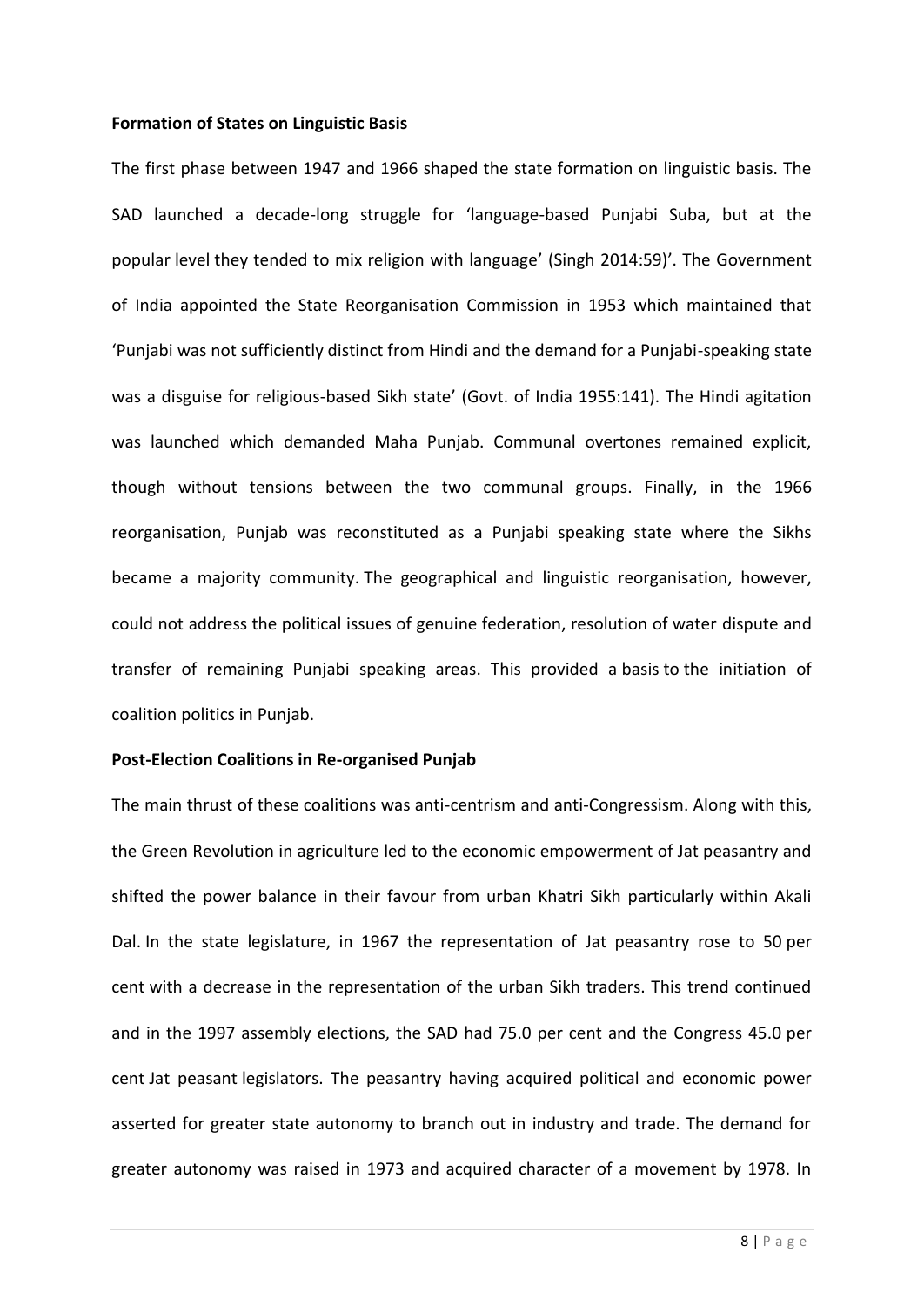**Formation of States on Linguistic Basis**

The first phase between 1947 and 1966 shaped the state formation on linguistic basis. The SAD launched a decade-long struggle for 'language-based Punjabi Suba, but at the popular level they tended to mix religion with language' (Singh 2014:59)'. The Government of India appointed the State Reorganisation Commission in 1953 which maintained that 'Punjabi was not sufficiently distinct from Hindi and the demand for a Punjabi-speaking state was a disguise for religious-based Sikh state' (Govt. of India 1955:141). The Hindi agitation was launched which demanded Maha Punjab. Communal overtones remained explicit, though without tensions between the two communal groups. Finally, in the 1966 reorganisation, Punjab was reconstituted as a Punjabi speaking state where the Sikhs became a majority community. The geographical and linguistic reorganisation, however, could not address the political issues of genuine federation, resolution of water dispute and transfer of remaining Punjabi speaking areas. This provided a basis to the initiation of coalition politics in Punjab.

**Post-Election Coalitions in Re-organised Punjab**

The main thrust of these coalitions was anti-centrism and anti-Congressism. Along with this, the Green Revolution in agriculture led to the economic empowerment of Jat peasantry and shifted the power balance in their favour from urban Khatri Sikh particularly within Akali Dal. In the state legislature, in 1967 the representation of Jat peasantry rose to 50 per cent with a decrease in the representation of the urban Sikh traders. This trend continued and in the 1997 assembly elections, the SAD had 75.0 per cent and the Congress 45.0 per cent Jat peasant legislators. The peasantry having acquired political and economic power asserted for greater state autonomy to branch out in industry and trade. The demand for greater autonomy was raised in 1973 and acquired character of a movement by 1978. In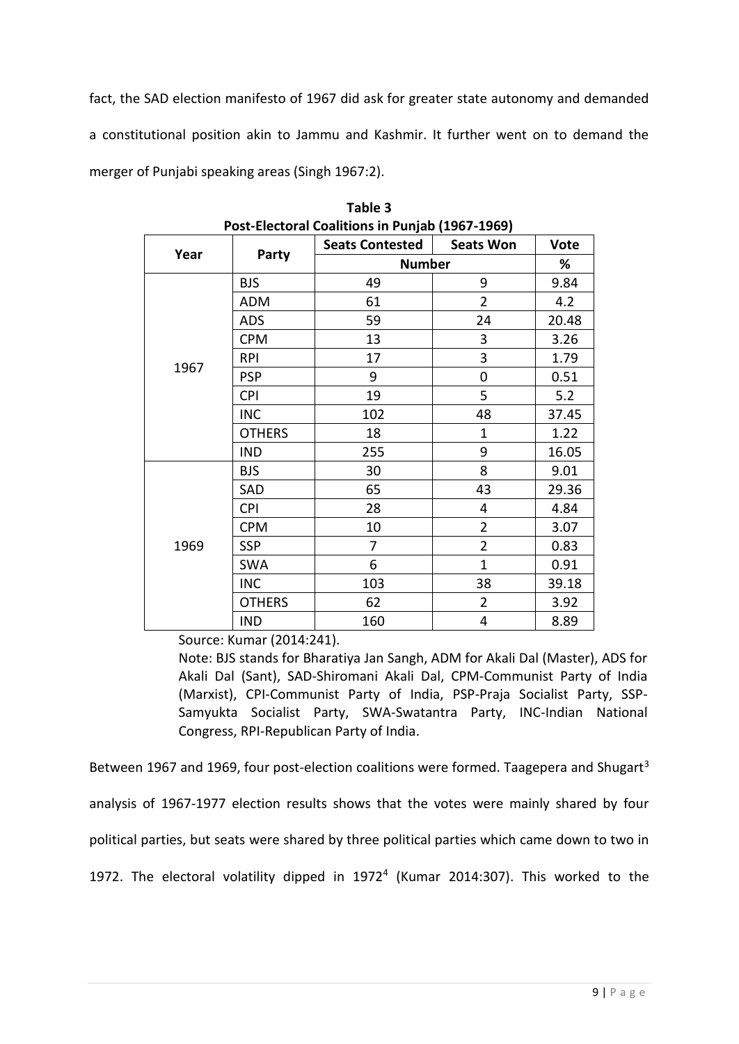fact, the SAD election manifesto of 1967 did ask for greater state autonomy and demanded a constitutional position akin to Jammu and Kashmir. It further went on to demand the merger of Punjabi speaking areas (Singh 1967:2).

**Table 3**
**Post-Electoral Coalitions in Punjab (1967-1969)**

| Year | Party | Seats Contested | Seats Won | Vote |
|---|---|---|---|---|
| | | Number | | % |
| 1967 | BJS | 49 | 9 | 9.84 |
| | ADM | 61 | 2 | 4.2 |
| | ADS | 59 | 24 | 20.48 |
| | CPM | 13 | 3 | 3.26 |
| | RPI | 17 | 3 | 1.79 |
| | PSP | 9 | 0 | 0.51 |
| | CPI | 19 | 5 | 5.2 |
| | INC | 102 | 48 | 37.45 |
| | OTHERS | 18 | 1 | 1.22 |
| | IND | 255 | 9 | 16.05 |
| 1969 | BJS | 30 | 8 | 9.01 |
| | SAD | 65 | 43 | 29.36 |
| | CPI | 28 | 4 | 4.84 |
| | CPM | 10 | 2 | 3.07 |
| | SSP | 7 | 2 | 0.83 |
| | SWA | 6 | 1 | 0.91 |
| | INC | 103 | 38 | 39.18 |
| | OTHERS | 62 | 2 | 3.92 |
| | IND | 160 | 4 | 8.89 |

Source: Kumar (2014:241).

Note: BJS stands for Bharatiya Jan Sangh, ADM for Akali Dal (Master), ADS for Akali Dal (Sant), SAD-Shiromani Akali Dal, CPM-Communist Party of India (Marxist), CPI-Communist Party of India, PSP-Praja Socialist Party, SSP-Samyukta Socialist Party, SWA-Swatantra Party, INC-Indian National Congress, RPI-Republican Party of India.

Between 1967 and 1969, four post-election coalitions were formed. Taagepera and Shugart[3] analysis of 1967-1977 election results shows that the votes were mainly shared by four political parties, but seats were shared by three political parties which came down to two in 1972. The electoral volatility dipped in 1972[4] (Kumar 2014:307). This worked to the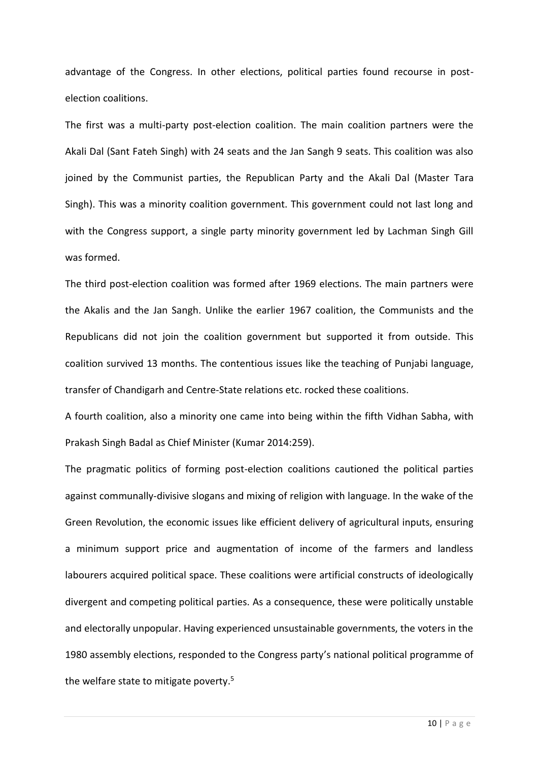advantage of the Congress. In other elections, political parties found recourse in post-election coalitions.

The first was a multi-party post-election coalition. The main coalition partners were the Akali Dal (Sant Fateh Singh) with 24 seats and the Jan Sangh 9 seats. This coalition was also joined by the Communist parties, the Republican Party and the Akali Dal (Master Tara Singh). This was a minority coalition government. This government could not last long and with the Congress support, a single party minority government led by Lachman Singh Gill was formed.

The third post-election coalition was formed after 1969 elections. The main partners were the Akalis and the Jan Sangh. Unlike the earlier 1967 coalition, the Communists and the Republicans did not join the coalition government but supported it from outside. This coalition survived 13 months. The contentious issues like the teaching of Punjabi language, transfer of Chandigarh and Centre-State relations etc. rocked these coalitions.

A fourth coalition, also a minority one came into being within the fifth Vidhan Sabha, with Prakash Singh Badal as Chief Minister (Kumar 2014:259).

The pragmatic politics of forming post-election coalitions cautioned the political parties against communally-divisive slogans and mixing of religion with language. In the wake of the Green Revolution, the economic issues like efficient delivery of agricultural inputs, ensuring a minimum support price and augmentation of income of the farmers and landless labourers acquired political space. These coalitions were artificial constructs of ideologically divergent and competing political parties. As a consequence, these were politically unstable and electorally unpopular. Having experienced unsustainable governments, the voters in the 1980 assembly elections, responded to the Congress party's national political programme of the welfare state to mitigate poverty.[5]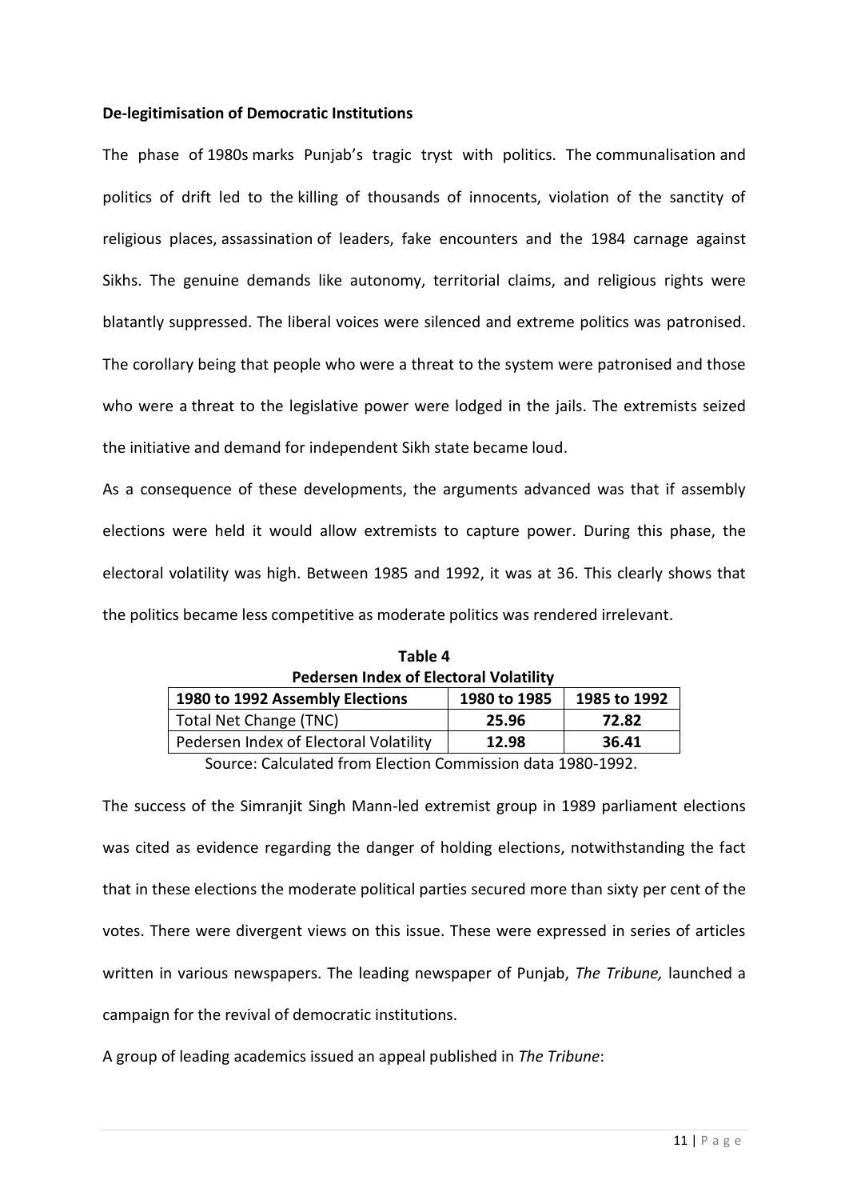**De-legitimisation of Democratic Institutions**

The phase of 1980s marks Punjab's tragic tryst with politics. The communalisation and politics of drift led to the killing of thousands of innocents, violation of the sanctity of religious places, assassination of leaders, fake encounters and the 1984 carnage against Sikhs. The genuine demands like autonomy, territorial claims, and religious rights were blatantly suppressed. The liberal voices were silenced and extreme politics was patronised. The corollary being that people who were a threat to the system were patronised and those who were a threat to the legislative power were lodged in the jails. The extremists seized the initiative and demand for independent Sikh state became loud.

As a consequence of these developments, the arguments advanced was that if assembly elections were held it would allow extremists to capture power. During this phase, the electoral volatility was high. Between 1985 and 1992, it was at 36. This clearly shows that the politics became less competitive as moderate politics was rendered irrelevant.

**Table 4**
**Pedersen Index of Electoral Volatility**

| 1980 to 1992 Assembly Elections | 1980 to 1985 | 1985 to 1992 |
|---|---|---|
| Total Net Change (TNC) | **25.96** | **72.82** |
| Pedersen Index of Electoral Volatility | **12.98** | **36.41** |

Source: Calculated from Election Commission data 1980-1992.

The success of the Simranjit Singh Mann-led extremist group in 1989 parliament elections was cited as evidence regarding the danger of holding elections, notwithstanding the fact that in these elections the moderate political parties secured more than sixty per cent of the votes. There were divergent views on this issue. These were expressed in series of articles written in various newspapers. The leading newspaper of Punjab, *The Tribune,* launched a campaign for the revival of democratic institutions.

A group of leading academics issued an appeal published in *The Tribune*: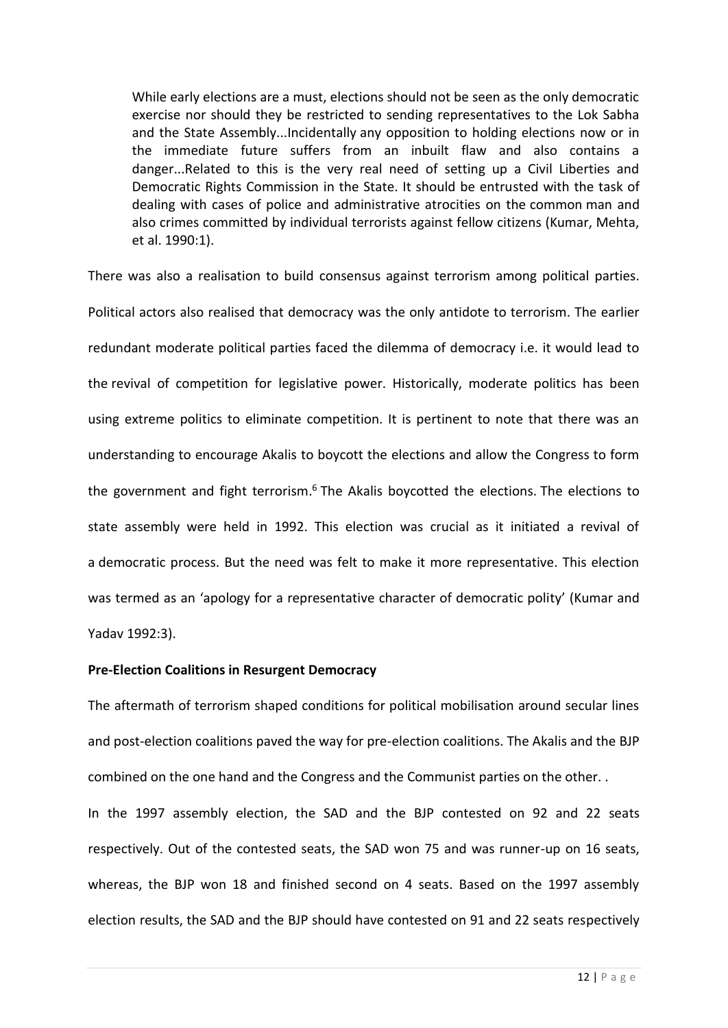> While early elections are a must, elections should not be seen as the only democratic exercise nor should they be restricted to sending representatives to the Lok Sabha and the State Assembly...Incidentally any opposition to holding elections now or in the immediate future suffers from an inbuilt flaw and also contains a danger...Related to this is the very real need of setting up a Civil Liberties and Democratic Rights Commission in the State. It should be entrusted with the task of dealing with cases of police and administrative atrocities on the common man and also crimes committed by individual terrorists against fellow citizens (Kumar, Mehta, et al. 1990:1).

There was also a realisation to build consensus against terrorism among political parties. Political actors also realised that democracy was the only antidote to terrorism. The earlier redundant moderate political parties faced the dilemma of democracy i.e. it would lead to the revival of competition for legislative power. Historically, moderate politics has been using extreme politics to eliminate competition. It is pertinent to note that there was an understanding to encourage Akalis to boycott the elections and allow the Congress to form the government and fight terrorism.[6] The Akalis boycotted the elections. The elections to state assembly were held in 1992. This election was crucial as it initiated a revival of a democratic process. But the need was felt to make it more representative. This election was termed as an 'apology for a representative character of democratic polity' (Kumar and Yadav 1992:3).

**Pre-Election Coalitions in Resurgent Democracy**

The aftermath of terrorism shaped conditions for political mobilisation around secular lines and post-election coalitions paved the way for pre-election coalitions. The Akalis and the BJP combined on the one hand and the Congress and the Communist parties on the other. .

In the 1997 assembly election, the SAD and the BJP contested on 92 and 22 seats respectively. Out of the contested seats, the SAD won 75 and was runner-up on 16 seats, whereas, the BJP won 18 and finished second on 4 seats. Based on the 1997 assembly election results, the SAD and the BJP should have contested on 91 and 22 seats respectively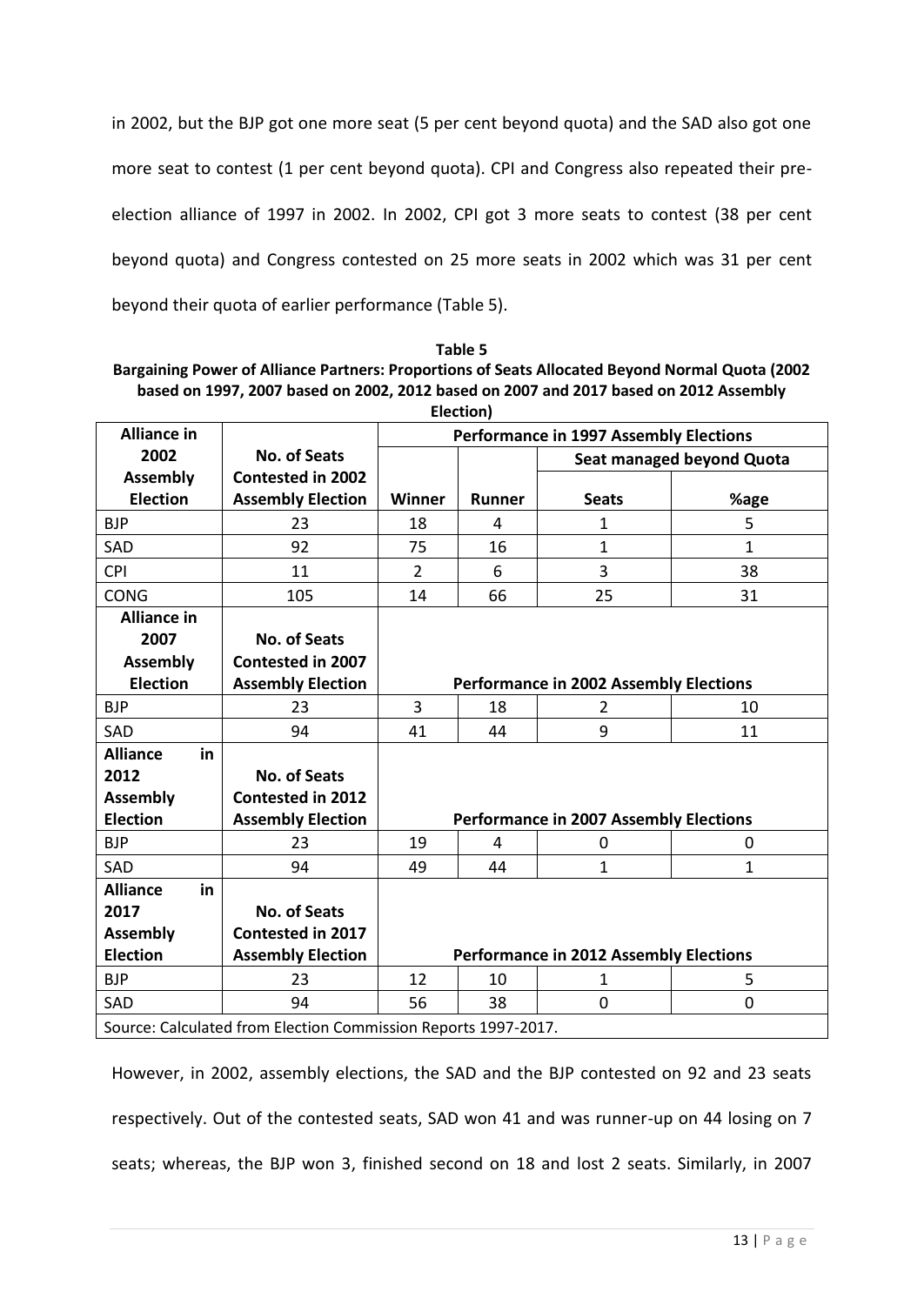in 2002, but the BJP got one more seat (5 per cent beyond quota) and the SAD also got one more seat to contest (1 per cent beyond quota). CPI and Congress also repeated their pre-election alliance of 1997 in 2002. In 2002, CPI got 3 more seats to contest (38 per cent beyond quota) and Congress contested on 25 more seats in 2002 which was 31 per cent beyond their quota of earlier performance (Table 5).

**Table 5**
**Bargaining Power of Alliance Partners: Proportions of Seats Allocated Beyond Normal Quota (2002 based on 1997, 2007 based on 2002, 2012 based on 2007 and 2017 based on 2012 Assembly Election)**

| Alliance in 2002 Assembly Election | No. of Seats Contested in 2002 Assembly Election | Performance in 1997 Assembly Elections | | | |
|---|---|---|---|---|---|
| | | | | Seat managed beyond Quota | |
| | | Winner | Runner | Seats | %age |
| BJP | 23 | 18 | 4 | 1 | 5 |
| SAD | 92 | 75 | 16 | 1 | 1 |
| CPI | 11 | 2 | 6 | 3 | 38 |
| CONG | 105 | 14 | 66 | 25 | 31 |
| **Alliance in 2007 Assembly Election** | **No. of Seats Contested in 2007 Assembly Election** | **Performance in 2002 Assembly Elections** | | | |
| BJP | 23 | 3 | 18 | 2 | 10 |
| SAD | 94 | 41 | 44 | 9 | 11 |
| **Alliance in 2012 Assembly Election** | **No. of Seats Contested in 2012 Assembly Election** | **Performance in 2007 Assembly Elections** | | | |
| BJP | 23 | 19 | 4 | 0 | 0 |
| SAD | 94 | 49 | 44 | 1 | 1 |
| **Alliance in 2017 Assembly Election** | **No. of Seats Contested in 2017 Assembly Election** | **Performance in 2012 Assembly Elections** | | | |
| BJP | 23 | 12 | 10 | 1 | 5 |
| SAD | 94 | 56 | 38 | 0 | 0 |

Source: Calculated from Election Commission Reports 1997-2017.

However, in 2002, assembly elections, the SAD and the BJP contested on 92 and 23 seats respectively. Out of the contested seats, SAD won 41 and was runner-up on 44 losing on 7 seats; whereas, the BJP won 3, finished second on 18 and lost 2 seats. Similarly, in 2007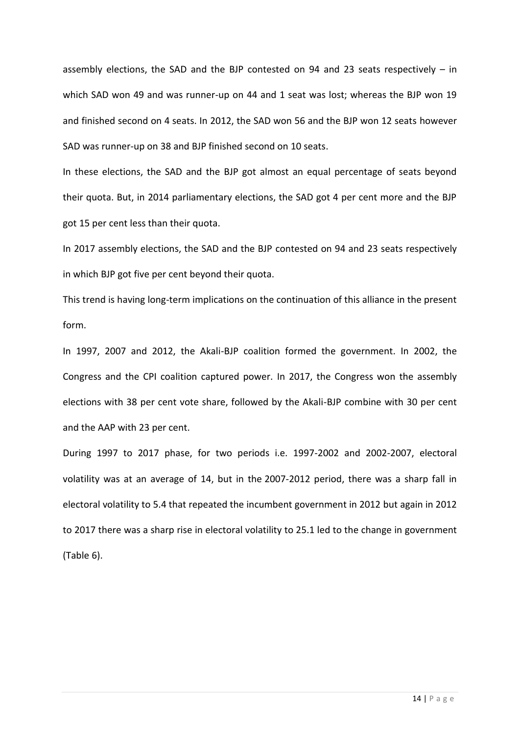assembly elections, the SAD and the BJP contested on 94 and 23 seats respectively – in which SAD won 49 and was runner-up on 44 and 1 seat was lost; whereas the BJP won 19 and finished second on 4 seats. In 2012, the SAD won 56 and the BJP won 12 seats however SAD was runner-up on 38 and BJP finished second on 10 seats.

In these elections, the SAD and the BJP got almost an equal percentage of seats beyond their quota. But, in 2014 parliamentary elections, the SAD got 4 per cent more and the BJP got 15 per cent less than their quota.

In 2017 assembly elections, the SAD and the BJP contested on 94 and 23 seats respectively in which BJP got five per cent beyond their quota.

This trend is having long-term implications on the continuation of this alliance in the present form.

In 1997, 2007 and 2012, the Akali-BJP coalition formed the government. In 2002, the Congress and the CPI coalition captured power. In 2017, the Congress won the assembly elections with 38 per cent vote share, followed by the Akali-BJP combine with 30 per cent and the AAP with 23 per cent.

During 1997 to 2017 phase, for two periods i.e. 1997-2002 and 2002-2007, electoral volatility was at an average of 14, but in the 2007-2012 period, there was a sharp fall in electoral volatility to 5.4 that repeated the incumbent government in 2012 but again in 2012 to 2017 there was a sharp rise in electoral volatility to 25.1 led to the change in government (Table 6).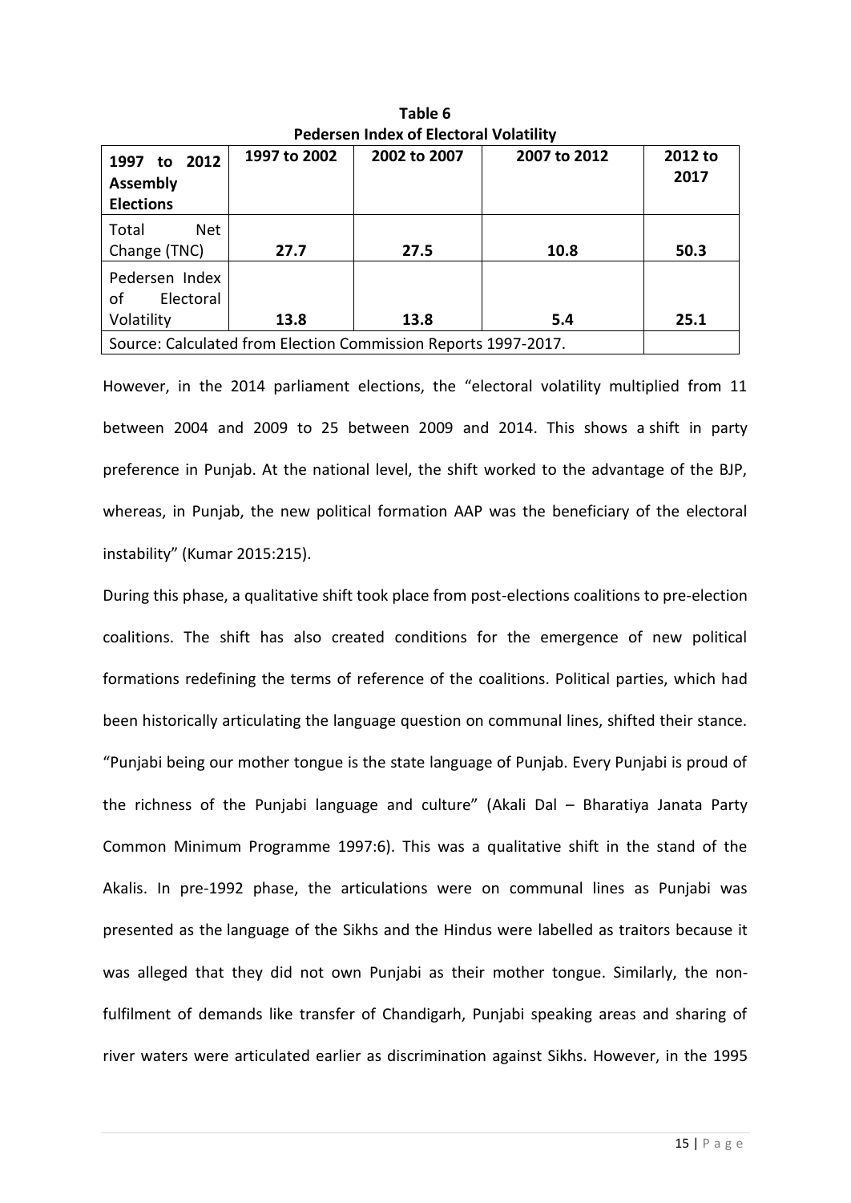**Table 6**
**Pedersen Index of Electoral Volatility**

| 1997 to 2012 Assembly Elections | 1997 to 2002 | 2002 to 2007 | 2007 to 2012 | 2012 to 2017 |
|---|---|---|---|---|
| Total Net Change (TNC) | **27.7** | **27.5** | **10.8** | **50.3** |
| Pedersen Index of Electoral Volatility | **13.8** | **13.8** | **5.4** | **25.1** |
| Source: Calculated from Election Commission Reports 1997-2017. | | | | |

However, in the 2014 parliament elections, the "electoral volatility multiplied from 11 between 2004 and 2009 to 25 between 2009 and 2014. This shows a shift in party preference in Punjab. At the national level, the shift worked to the advantage of the BJP, whereas, in Punjab, the new political formation AAP was the beneficiary of the electoral instability" (Kumar 2015:215).

During this phase, a qualitative shift took place from post-elections coalitions to pre-election coalitions. The shift has also created conditions for the emergence of new political formations redefining the terms of reference of the coalitions. Political parties, which had been historically articulating the language question on communal lines, shifted their stance. "Punjabi being our mother tongue is the state language of Punjab. Every Punjabi is proud of the richness of the Punjabi language and culture" (Akali Dal – Bharatiya Janata Party Common Minimum Programme 1997:6). This was a qualitative shift in the stand of the Akalis. In pre-1992 phase, the articulations were on communal lines as Punjabi was presented as the language of the Sikhs and the Hindus were labelled as traitors because it was alleged that they did not own Punjabi as their mother tongue. Similarly, the non-fulfilment of demands like transfer of Chandigarh, Punjabi speaking areas and sharing of river waters were articulated earlier as discrimination against Sikhs. However, in the 1995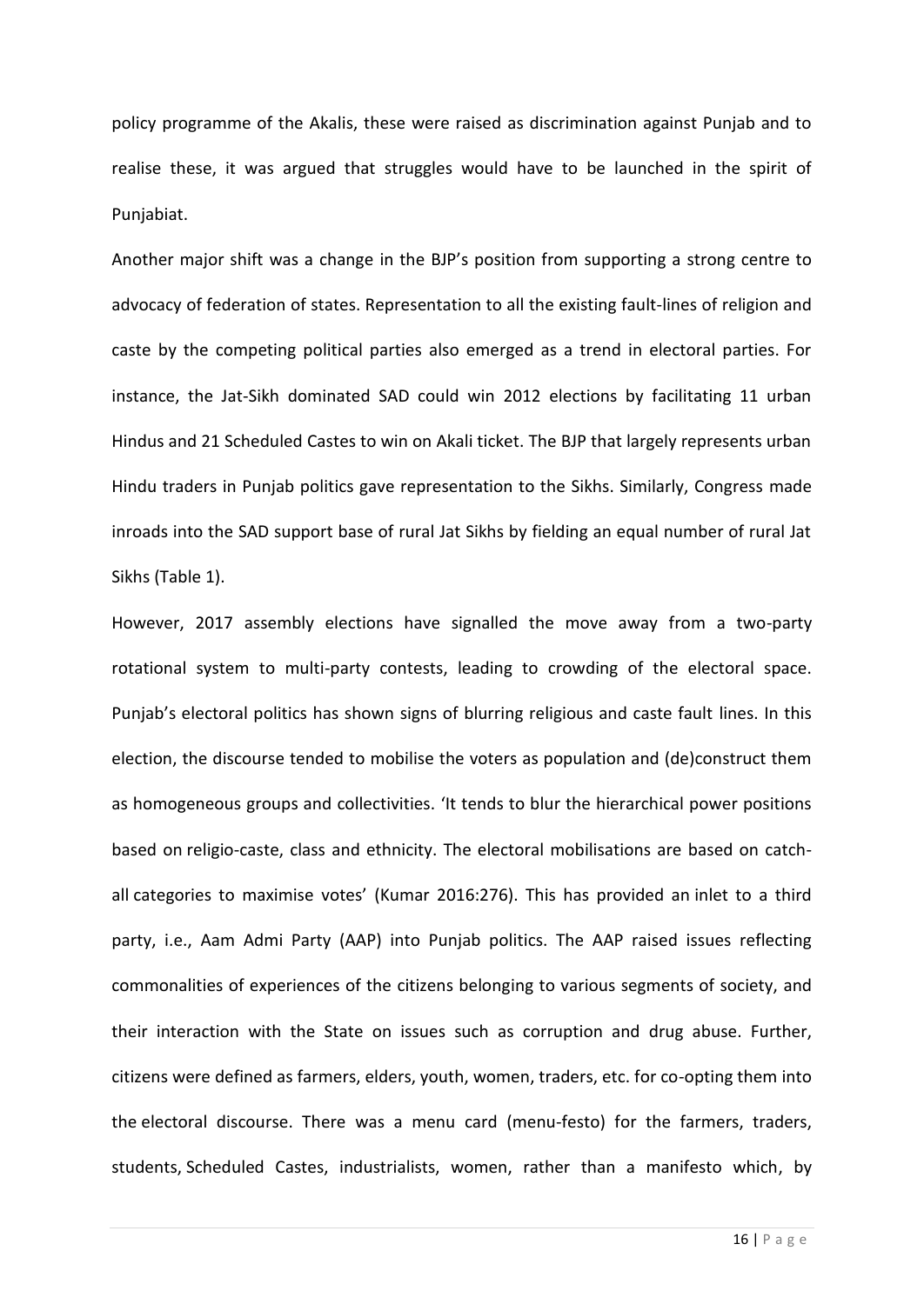policy programme of the Akalis, these were raised as discrimination against Punjab and to realise these, it was argued that struggles would have to be launched in the spirit of Punjabiat.

Another major shift was a change in the BJP's position from supporting a strong centre to advocacy of federation of states. Representation to all the existing fault-lines of religion and caste by the competing political parties also emerged as a trend in electoral parties. For instance, the Jat-Sikh dominated SAD could win 2012 elections by facilitating 11 urban Hindus and 21 Scheduled Castes to win on Akali ticket. The BJP that largely represents urban Hindu traders in Punjab politics gave representation to the Sikhs. Similarly, Congress made inroads into the SAD support base of rural Jat Sikhs by fielding an equal number of rural Jat Sikhs (Table 1).

However, 2017 assembly elections have signalled the move away from a two-party rotational system to multi-party contests, leading to crowding of the electoral space. Punjab's electoral politics has shown signs of blurring religious and caste fault lines. In this election, the discourse tended to mobilise the voters as population and (de)construct them as homogeneous groups and collectivities. 'It tends to blur the hierarchical power positions based on religio-caste, class and ethnicity. The electoral mobilisations are based on catch-all categories to maximise votes' (Kumar 2016:276). This has provided an inlet to a third party, i.e., Aam Admi Party (AAP) into Punjab politics. The AAP raised issues reflecting commonalities of experiences of the citizens belonging to various segments of society, and their interaction with the State on issues such as corruption and drug abuse. Further, citizens were defined as farmers, elders, youth, women, traders, etc. for co-opting them into the electoral discourse. There was a menu card (menu-festo) for the farmers, traders, students, Scheduled Castes, industrialists, women, rather than a manifesto which, by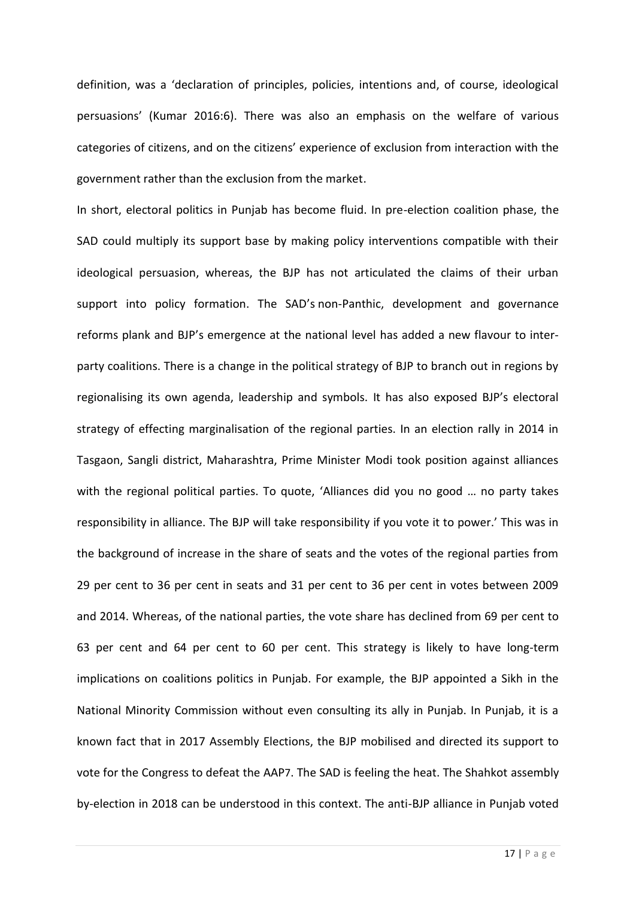definition, was a 'declaration of principles, policies, intentions and, of course, ideological persuasions' (Kumar 2016:6). There was also an emphasis on the welfare of various categories of citizens, and on the citizens' experience of exclusion from interaction with the government rather than the exclusion from the market.

In short, electoral politics in Punjab has become fluid. In pre-election coalition phase, the SAD could multiply its support base by making policy interventions compatible with their ideological persuasion, whereas, the BJP has not articulated the claims of their urban support into policy formation. The SAD's non-Panthic, development and governance reforms plank and BJP's emergence at the national level has added a new flavour to inter-party coalitions. There is a change in the political strategy of BJP to branch out in regions by regionalising its own agenda, leadership and symbols. It has also exposed BJP's electoral strategy of effecting marginalisation of the regional parties. In an election rally in 2014 in Tasgaon, Sangli district, Maharashtra, Prime Minister Modi took position against alliances with the regional political parties. To quote, 'Alliances did you no good … no party takes responsibility in alliance. The BJP will take responsibility if you vote it to power.' This was in the background of increase in the share of seats and the votes of the regional parties from 29 per cent to 36 per cent in seats and 31 per cent to 36 per cent in votes between 2009 and 2014. Whereas, of the national parties, the vote share has declined from 69 per cent to 63 per cent and 64 per cent to 60 per cent. This strategy is likely to have long-term implications on coalitions politics in Punjab. For example, the BJP appointed a Sikh in the National Minority Commission without even consulting its ally in Punjab. In Punjab, it is a known fact that in 2017 Assembly Elections, the BJP mobilised and directed its support to vote for the Congress to defeat the AAP[7]. The SAD is feeling the heat. The Shahkot assembly by-election in 2018 can be understood in this context. The anti-BJP alliance in Punjab voted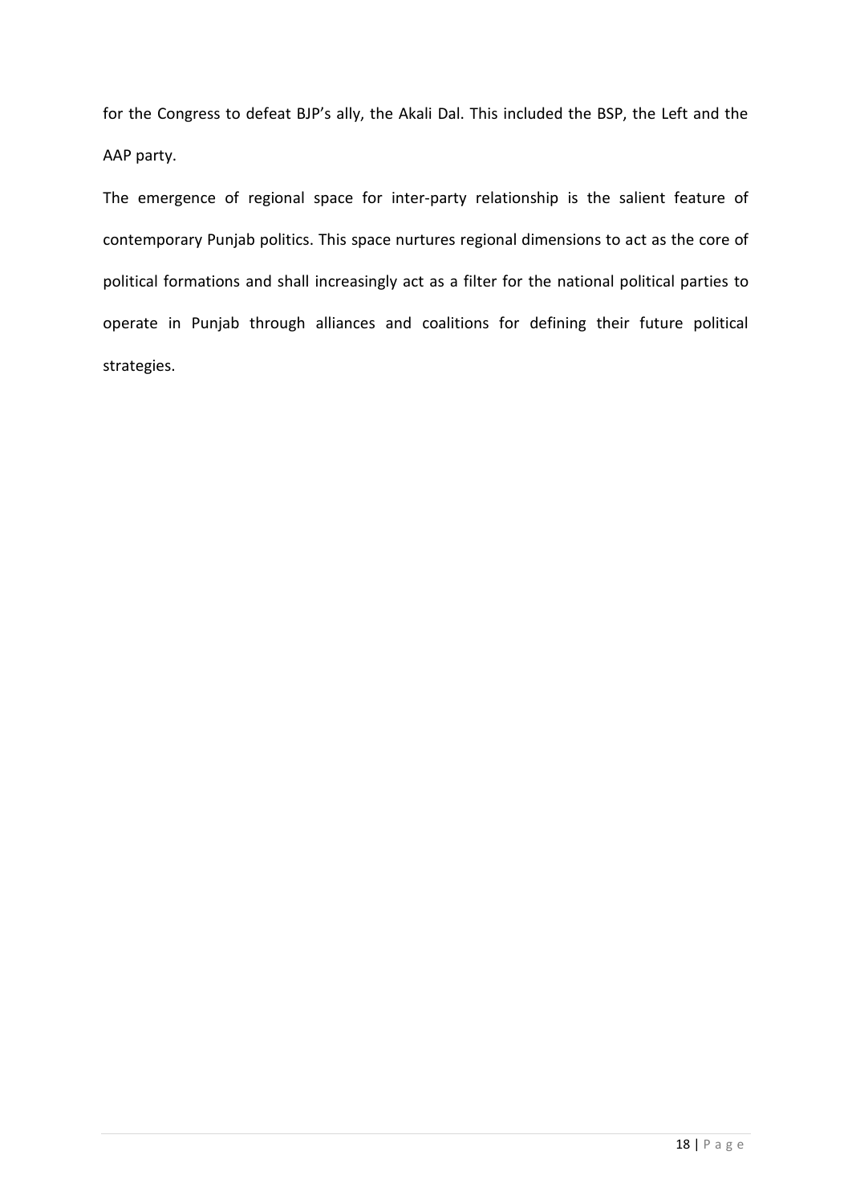for the Congress to defeat BJP's ally, the Akali Dal. This included the BSP, the Left and the AAP party.

The emergence of regional space for inter-party relationship is the salient feature of contemporary Punjab politics. This space nurtures regional dimensions to act as the core of political formations and shall increasingly act as a filter for the national political parties to operate in Punjab through alliances and coalitions for defining their future political strategies.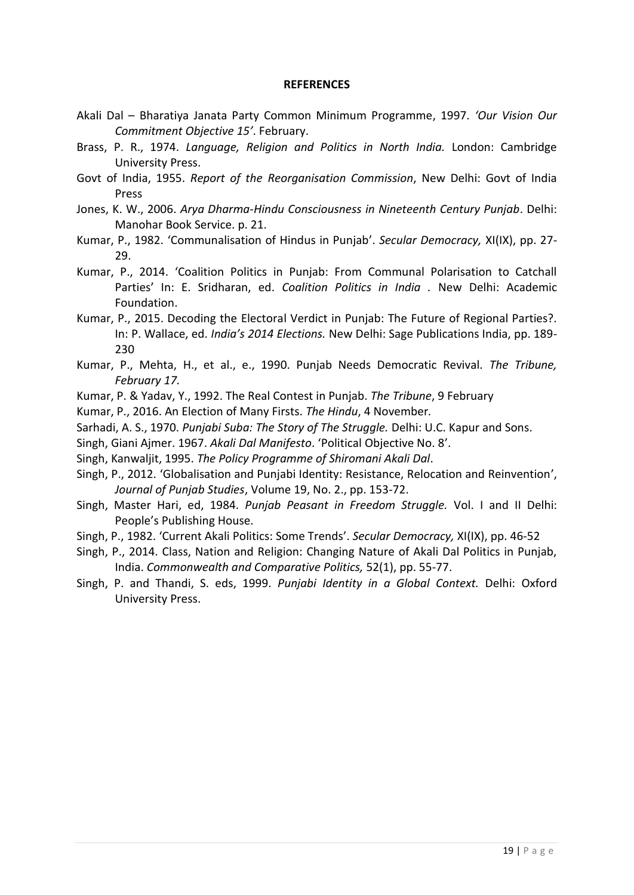**REFERENCES**

Akali Dal – Bharatiya Janata Party Common Minimum Programme, 1997. *'Our Vision Our Commitment Objective 15'*. February.

Brass, P. R., 1974. *Language, Religion and Politics in North India.* London: Cambridge University Press.

Govt of India, 1955. *Report of the Reorganisation Commission*, New Delhi: Govt of India Press

Jones, K. W., 2006. *Arya Dharma-Hindu Consciousness in Nineteenth Century Punjab*. Delhi: Manohar Book Service. p. 21.

Kumar, P., 1982. 'Communalisation of Hindus in Punjab'. *Secular Democracy,* XI(IX), pp. 27-29.

Kumar, P., 2014. 'Coalition Politics in Punjab: From Communal Polarisation to Catchall Parties' In: E. Sridharan, ed. *Coalition Politics in India .* New Delhi: Academic Foundation.

Kumar, P., 2015. Decoding the Electoral Verdict in Punjab: The Future of Regional Parties?. In: P. Wallace, ed. *India's 2014 Elections.* New Delhi: Sage Publications India, pp. 189-230

Kumar, P., Mehta, H., et al., e., 1990. Punjab Needs Democratic Revival. *The Tribune, February 17.*

Kumar, P. & Yadav, Y., 1992. The Real Contest in Punjab. *The Tribune*, 9 February

Kumar, P., 2016. An Election of Many Firsts. *The Hindu*, 4 November*.*

Sarhadi, A. S., 1970. *Punjabi Suba: The Story of The Struggle.* Delhi: U.C. Kapur and Sons.

Singh, Giani Ajmer. 1967. *Akali Dal Manifesto*. 'Political Objective No. 8'.

Singh, Kanwaljit, 1995. *The Policy Programme of Shiromani Akali Dal*.

Singh, P., 2012. 'Globalisation and Punjabi Identity: Resistance, Relocation and Reinvention', *Journal of Punjab Studies*, Volume 19, No. 2., pp. 153-72.

Singh, Master Hari, ed, 1984. *Punjab Peasant in Freedom Struggle.* Vol. I and II Delhi: People's Publishing House.

Singh, P., 1982. 'Current Akali Politics: Some Trends'. *Secular Democracy,* XI(IX), pp. 46-52

Singh, P., 2014. Class, Nation and Religion: Changing Nature of Akali Dal Politics in Punjab, India. *Commonwealth and Comparative Politics,* 52(1), pp. 55-77.

Singh, P. and Thandi, S. eds, 1999. *Punjabi Identity in a Global Context.* Delhi: Oxford University Press.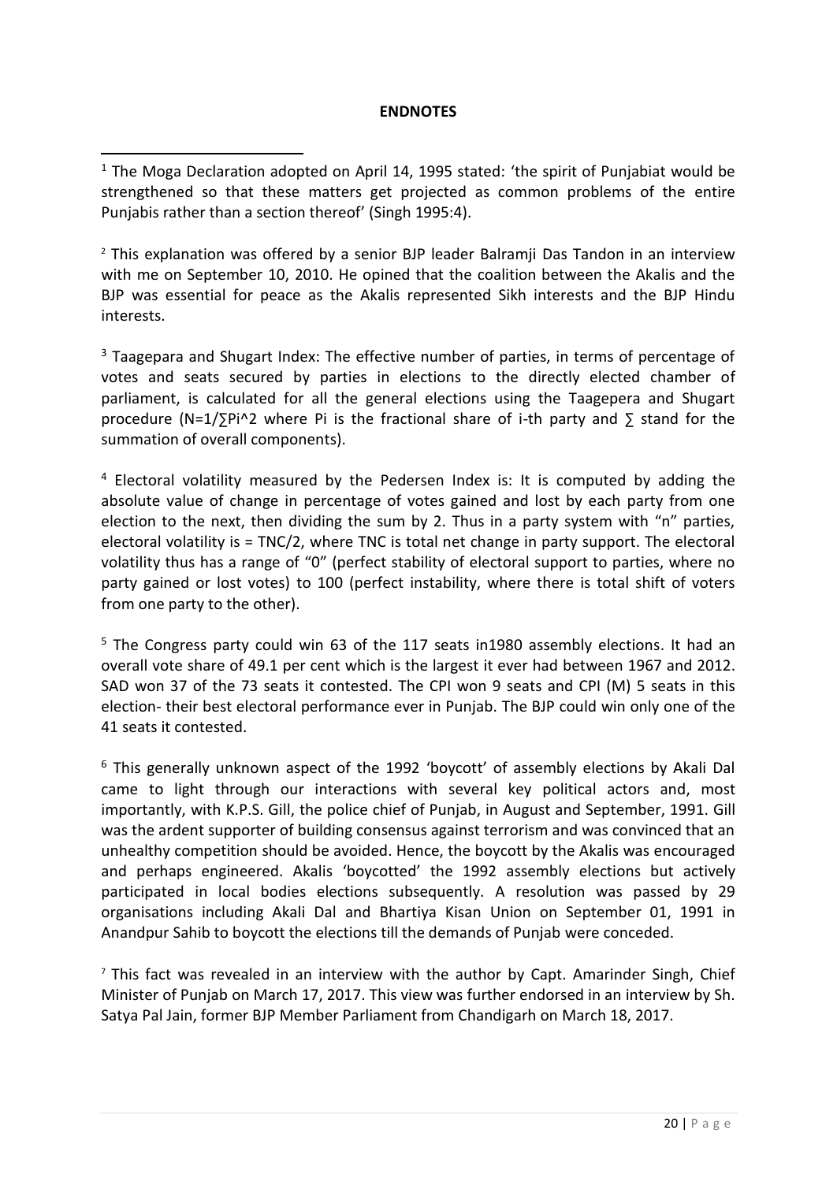**ENDNOTES**

[1] The Moga Declaration adopted on April 14, 1995 stated: 'the spirit of Punjabiat would be strengthened so that these matters get projected as common problems of the entire Punjabis rather than a section thereof' (Singh 1995:4).

[2] This explanation was offered by a senior BJP leader Balramji Das Tandon in an interview with me on September 10, 2010. He opined that the coalition between the Akalis and the BJP was essential for peace as the Akalis represented Sikh interests and the BJP Hindu interests.

[3] Taagepara and Shugart Index: The effective number of parties, in terms of percentage of votes and seats secured by parties in elections to the directly elected chamber of parliament, is calculated for all the general elections using the Taagepera and Shugart procedure ($N=1/\sum Pi^2$ where Pi is the fractional share of i-th party and $\sum$ stand for the summation of overall components).

[4] Electoral volatility measured by the Pedersen Index is: It is computed by adding the absolute value of change in percentage of votes gained and lost by each party from one election to the next, then dividing the sum by 2. Thus in a party system with "n" parties, electoral volatility is = TNC/2, where TNC is total net change in party support. The electoral volatility thus has a range of "0" (perfect stability of electoral support to parties, where no party gained or lost votes) to 100 (perfect instability, where there is total shift of voters from one party to the other).

[5] The Congress party could win 63 of the 117 seats in1980 assembly elections. It had an overall vote share of 49.1 per cent which is the largest it ever had between 1967 and 2012. SAD won 37 of the 73 seats it contested. The CPI won 9 seats and CPI (M) 5 seats in this election- their best electoral performance ever in Punjab. The BJP could win only one of the 41 seats it contested.

[6] This generally unknown aspect of the 1992 'boycott' of assembly elections by Akali Dal came to light through our interactions with several key political actors and, most importantly, with K.P.S. Gill, the police chief of Punjab, in August and September, 1991. Gill was the ardent supporter of building consensus against terrorism and was convinced that an unhealthy competition should be avoided. Hence, the boycott by the Akalis was encouraged and perhaps engineered. Akalis 'boycotted' the 1992 assembly elections but actively participated in local bodies elections subsequently. A resolution was passed by 29 organisations including Akali Dal and Bhartiya Kisan Union on September 01, 1991 in Anandpur Sahib to boycott the elections till the demands of Punjab were conceded.

[7] This fact was revealed in an interview with the author by Capt. Amarinder Singh, Chief Minister of Punjab on March 17, 2017. This view was further endorsed in an interview by Sh. Satya Pal Jain, former BJP Member Parliament from Chandigarh on March 18, 2017.